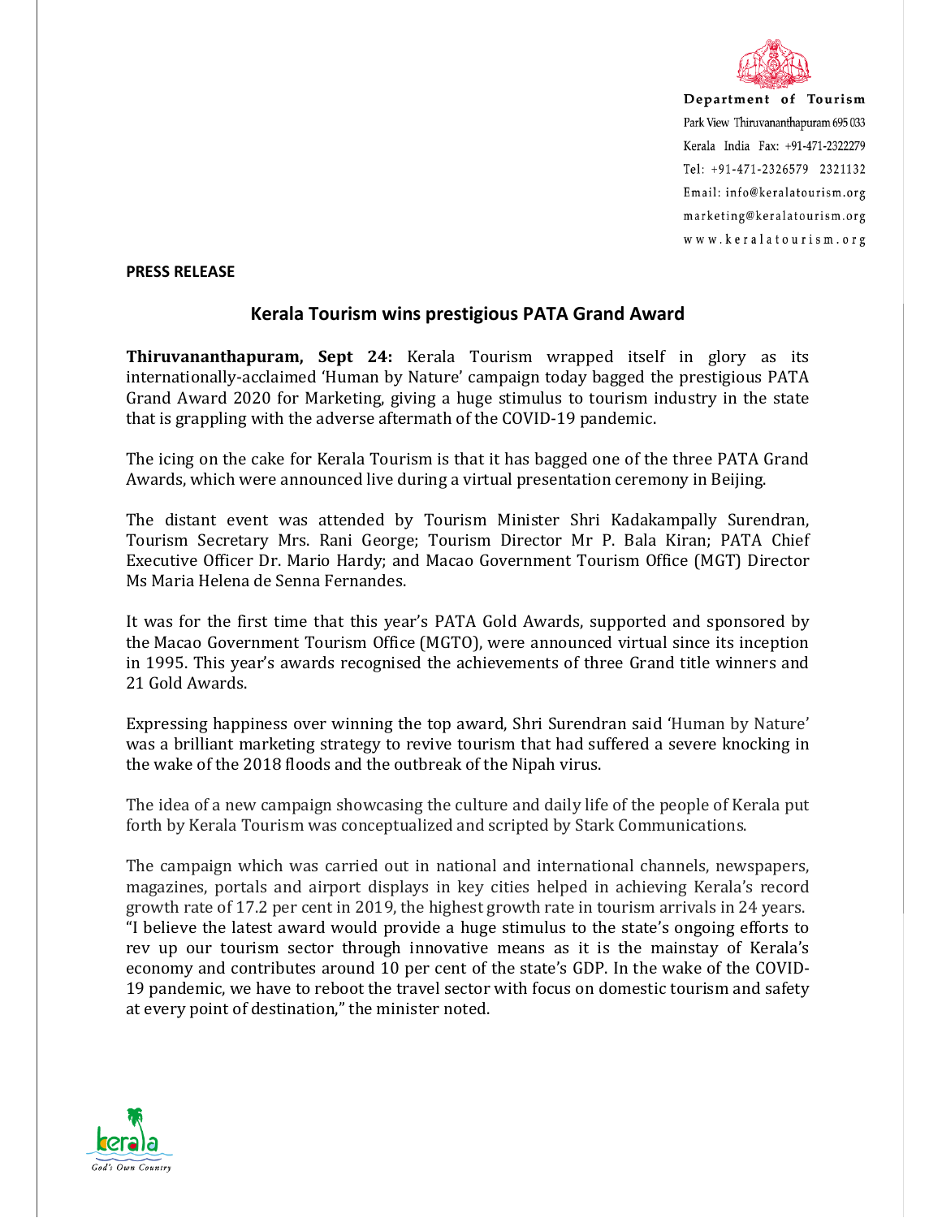Department of Tourism
Park View Thiruvananthapuram 695 033
Kerala India Fax: +91-471-2322279
Tel: +91-471-2326579 2321132
Email: info@keralatourism.org
marketing@keralatourism.org
www.keralatourism.org

**PRESS RELEASE**

## Kerala Tourism wins prestigious PATA Grand Award

**Thiruvananthapuram, Sept 24:** Kerala Tourism wrapped itself in glory as its internationally-acclaimed 'Human by Nature' campaign today bagged the prestigious PATA Grand Award 2020 for Marketing, giving a huge stimulus to tourism industry in the state that is grappling with the adverse aftermath of the COVID-19 pandemic.

The icing on the cake for Kerala Tourism is that it has bagged one of the three PATA Grand Awards, which were announced live during a virtual presentation ceremony in Beijing.

The distant event was attended by Tourism Minister Shri Kadakampally Surendran, Tourism Secretary Mrs. Rani George; Tourism Director Mr P. Bala Kiran; PATA Chief Executive Officer Dr. Mario Hardy; and Macao Government Tourism Office (MGT) Director Ms Maria Helena de Senna Fernandes.

It was for the first time that this year's PATA Gold Awards, supported and sponsored by the Macao Government Tourism Office (MGTO), were announced virtual since its inception in 1995. This year's awards recognised the achievements of three Grand title winners and 21 Gold Awards.

Expressing happiness over winning the top award, Shri Surendran said 'Human by Nature' was a brilliant marketing strategy to revive tourism that had suffered a severe knocking in the wake of the 2018 floods and the outbreak of the Nipah virus.

The idea of a new campaign showcasing the culture and daily life of the people of Kerala put forth by Kerala Tourism was conceptualized and scripted by Stark Communications.

The campaign which was carried out in national and international channels, newspapers, magazines, portals and airport displays in key cities helped in achieving Kerala's record growth rate of 17.2 per cent in 2019, the highest growth rate in tourism arrivals in 24 years.
"I believe the latest award would provide a huge stimulus to the state's ongoing efforts to rev up our tourism sector through innovative means as it is the mainstay of Kerala's economy and contributes around 10 per cent of the state's GDP. In the wake of the COVID-19 pandemic, we have to reboot the travel sector with focus on domestic tourism and safety at every point of destination," the minister noted.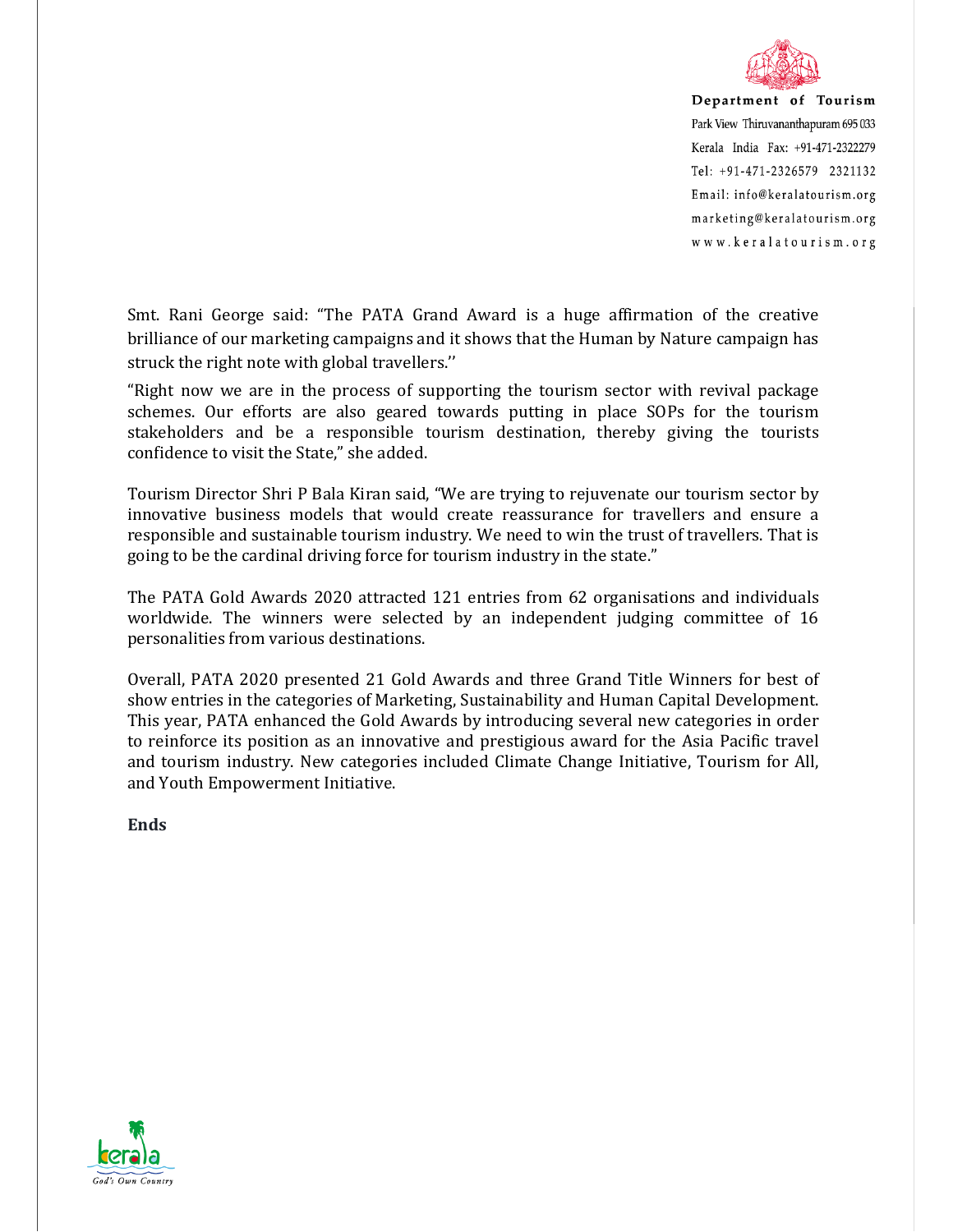Smt. Rani George said: "The PATA Grand Award is a huge affirmation of the creative brilliance of our marketing campaigns and it shows that the Human by Nature campaign has struck the right note with global travellers.''

"Right now we are in the process of supporting the tourism sector with revival package schemes. Our efforts are also geared towards putting in place SOPs for the tourism stakeholders and be a responsible tourism destination, thereby giving the tourists confidence to visit the State," she added.

Tourism Director Shri P Bala Kiran said, "We are trying to rejuvenate our tourism sector by innovative business models that would create reassurance for travellers and ensure a responsible and sustainable tourism industry. We need to win the trust of travellers. That is going to be the cardinal driving force for tourism industry in the state."

The PATA Gold Awards 2020 attracted 121 entries from 62 organisations and individuals worldwide. The winners were selected by an independent judging committee of 16 personalities from various destinations.

Overall, PATA 2020 presented 21 Gold Awards and three Grand Title Winners for best of show entries in the categories of Marketing, Sustainability and Human Capital Development. This year, PATA enhanced the Gold Awards by introducing several new categories in order to reinforce its position as an innovative and prestigious award for the Asia Pacific travel and tourism industry. New categories included Climate Change Initiative, Tourism for All, and Youth Empowerment Initiative.

**Ends**